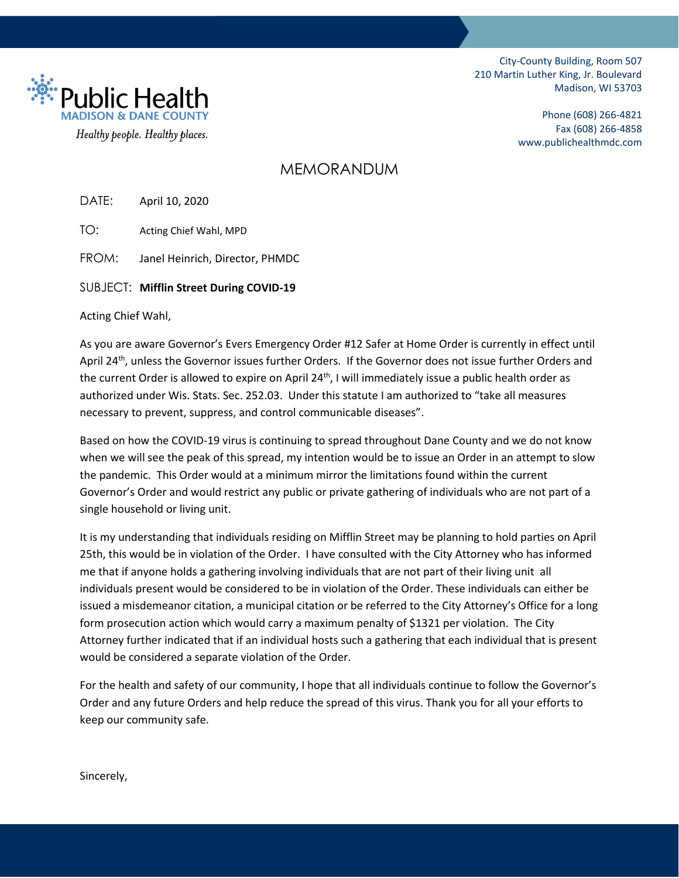Public Health
MADISON & DANE COUNTY
*Healthy people. Healthy places.*

City-County Building, Room 507
210 Martin Luther King, Jr. Boulevard
Madison, WI 53703

Phone (608) 266-4821
Fax (608) 266-4858
www.publichealthmdc.com

# MEMORANDUM

DATE: April 10, 2020

TO: Acting Chief Wahl, MPD

FROM: Janel Heinrich, Director, PHMDC

SUBJECT: **Mifflin Street During COVID-19**

Acting Chief Wahl,

As you are aware Governor's Evers Emergency Order #12 Safer at Home Order is currently in effect until April 24th, unless the Governor issues further Orders. If the Governor does not issue further Orders and the current Order is allowed to expire on April 24th, I will immediately issue a public health order as authorized under Wis. Stats. Sec. 252.03. Under this statute I am authorized to "take all measures necessary to prevent, suppress, and control communicable diseases".

Based on how the COVID-19 virus is continuing to spread throughout Dane County and we do not know when we will see the peak of this spread, my intention would be to issue an Order in an attempt to slow the pandemic. This Order would at a minimum mirror the limitations found within the current Governor's Order and would restrict any public or private gathering of individuals who are not part of a single household or living unit.

It is my understanding that individuals residing on Mifflin Street may be planning to hold parties on April 25th, this would be in violation of the Order. I have consulted with the City Attorney who has informed me that if anyone holds a gathering involving individuals that are not part of their living unit all individuals present would be considered to be in violation of the Order. These individuals can either be issued a misdemeanor citation, a municipal citation or be referred to the City Attorney's Office for a long form prosecution action which would carry a maximum penalty of $1321 per violation. The City Attorney further indicated that if an individual hosts such a gathering that each individual that is present would be considered a separate violation of the Order.

For the health and safety of our community, I hope that all individuals continue to follow the Governor's Order and any future Orders and help reduce the spread of this virus. Thank you for all your efforts to keep our community safe.

Sincerely,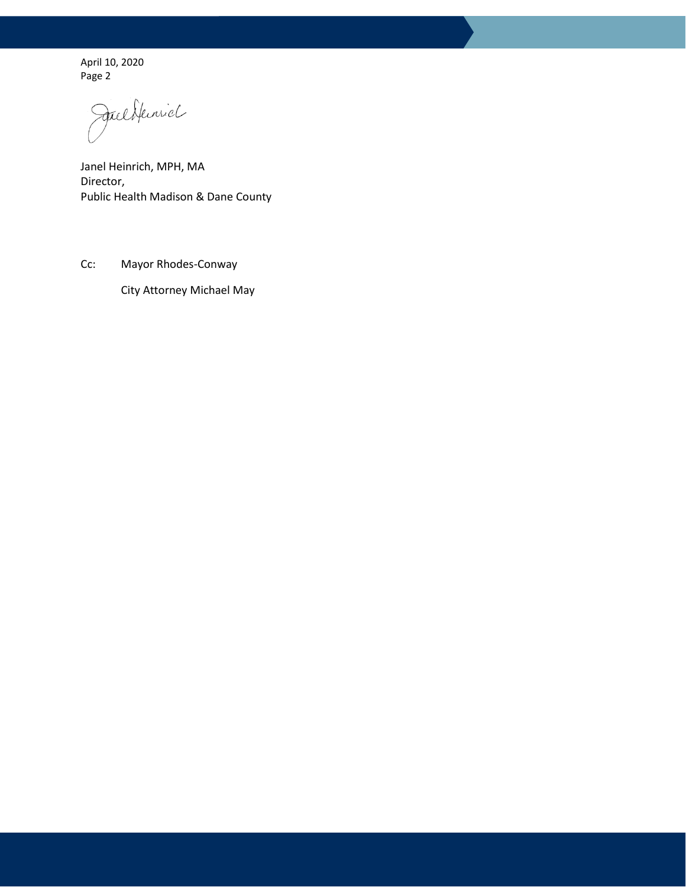Janel Heinrich, MPH, MA
Director,
Public Health Madison & Dane County

Cc: Mayor Rhodes-Conway

City Attorney Michael May